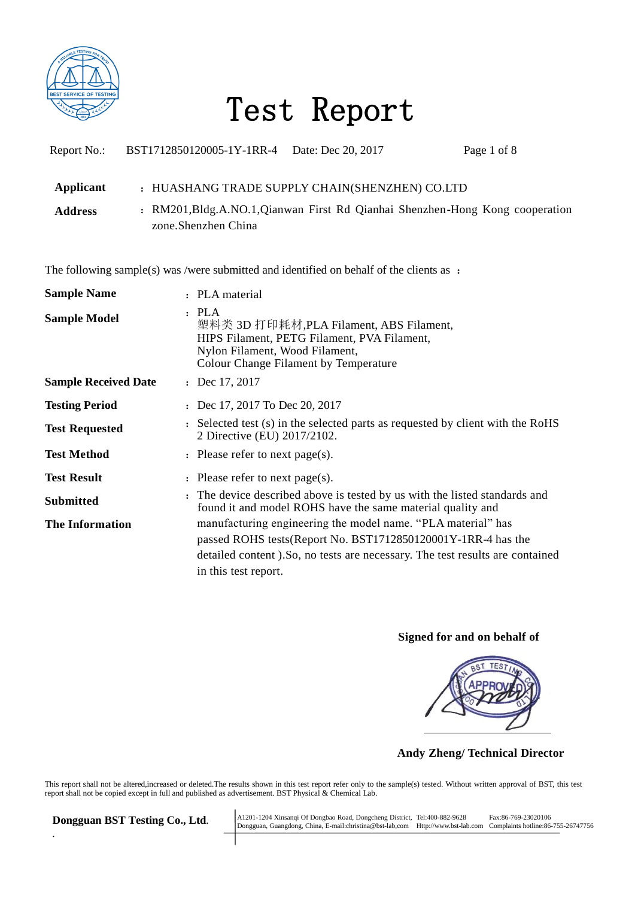# Test Report

Report No.: BST1712850120005-1Y-1RR-4  Date: Dec 20, 2017

**Applicant** : HUASHANG TRADE SUPPLY CHAIN(SHENZHEN) CO.LTD

**Address** : RM201,Bldg.A.NO.1,Qianwan First Rd Qianhai Shenzhen-Hong Kong cooperation zone.Shenzhen China

The following sample(s) was /were submitted and identified on behalf of the clients as ：

**Sample Name** : PLA material

**Sample Model** : PLA
塑料类 3D 打印耗材,PLA Filament, ABS Filament,
HIPS Filament, PETG Filament, PVA Filament,
Nylon Filament, Wood Filament,
Colour Change Filament by Temperature

**Sample Received Date** : Dec 17, 2017

**Testing Period** : Dec 17, 2017 To Dec 20, 2017

**Test Requested** : Selected test (s) in the selected parts as requested by client with the RoHS 2 Directive (EU) 2017/2102.

**Test Method** : Please refer to next page(s).

**Test Result** : Please refer to next page(s).

**Submitted The Information** : The device described above is tested by us with the listed standards and found it and model ROHS have the same material quality and manufacturing engineering the model name. “PLA material” has passed ROHS tests(Report No. BST1712850120001Y-1RR-4 has the detailed content ).So, no tests are necessary. The test results are contained in this test report.

**Signed for and on behalf of**

**Andy Zheng/ Technical Director**

This report shall not be altered,increased or deleted.The results shown in this test report refer only to the sample(s) tested. Without written approval of BST, this test report shall not be copied except in full and published as advertisement. BST Physical & Chemical Lab.

**Dongguan BST Testing Co., Ltd.**

A1201-1204 Xinsanqi Of Dongbao Road, Dongcheng District, Dongguan, Guangdong, China, E-mail:christina@bst-lab,com Tel:400-882-9628 Http://www.bst-lab.com Fax:86-769-23020106 Complaints hotline:86-755-26747756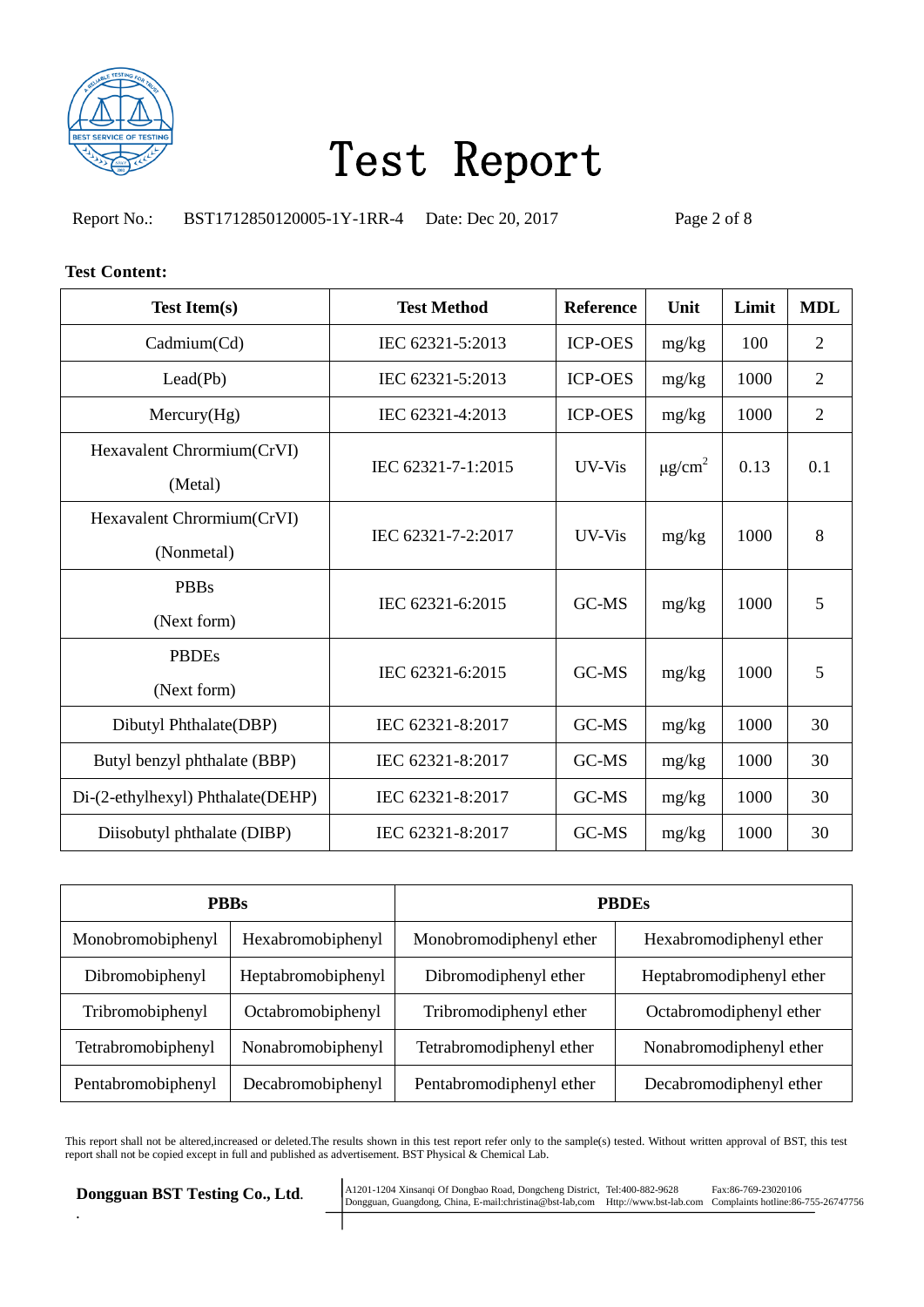# Test Report

Report No.: BST1712850120005-1Y-1RR-4 Date: Dec 20, 2017

**Test Content:**

| Test Item(s) | Test Method | Reference | Unit | Limit | MDL |
|---|---|---|---|---|---|
| Cadmium(Cd) | IEC 62321-5:2013 | ICP-OES | mg/kg | 100 | 2 |
| Lead(Pb) | IEC 62321-5:2013 | ICP-OES | mg/kg | 1000 | 2 |
| Mercury(Hg) | IEC 62321-4:2013 | ICP-OES | mg/kg | 1000 | 2 |
| Hexavalent Chrormium(CrVI) (Metal) | IEC 62321-7-1:2015 | UV-Vis | $\mu g/cm^2$ | 0.13 | 0.1 |
| Hexavalent Chrormium(CrVI) (Nonmetal) | IEC 62321-7-2:2017 | UV-Vis | mg/kg | 1000 | 8 |
| PBBs (Next form) | IEC 62321-6:2015 | GC-MS | mg/kg | 1000 | 5 |
| PBDEs (Next form) | IEC 62321-6:2015 | GC-MS | mg/kg | 1000 | 5 |
| Dibutyl Phthalate(DBP) | IEC 62321-8:2017 | GC-MS | mg/kg | 1000 | 30 |
| Butyl benzyl phthalate (BBP) | IEC 62321-8:2017 | GC-MS | mg/kg | 1000 | 30 |
| Di-(2-ethylhexyl) Phthalate(DEHP) | IEC 62321-8:2017 | GC-MS | mg/kg | 1000 | 30 |
| Diisobutyl phthalate (DIBP) | IEC 62321-8:2017 | GC-MS | mg/kg | 1000 | 30 |

| PBBs | | PBDEs | |
|---|---|---|---|
| Monobromobiphenyl | Hexabromobiphenyl | Monobromodiphenyl ether | Hexabromodiphenyl ether |
| Dibromobiphenyl | Heptabromobiphenyl | Dibromodiphenyl ether | Heptabromodiphenyl ether |
| Tribromobiphenyl | Octabromobiphenyl | Tribromodiphenyl ether | Octabromodiphenyl ether |
| Tetrabromobiphenyl | Nonabromobiphenyl | Tetrabromodiphenyl ether | Nonabromodiphenyl ether |
| Pentabromobiphenyl | Decabromobiphenyl | Pentabromodiphenyl ether | Decabromodiphenyl ether |

This report shall not be altered,increased or deleted.The results shown in this test report refer only to the sample(s) tested. Without written approval of BST, this test report shall not be copied except in full and published as advertisement. BST Physical & Chemical Lab.

**Dongguan BST Testing Co., Ltd.**

A1201-1204 Xinsanqi Of Dongbao Road, Dongcheng District, Dongguan, Guangdong, China, E-mail:christina@bst-lab,com Tel:400-882-9628 Http://www.bst-lab.com Fax:86-769-23020106 Complaints hotline:86-755-26747756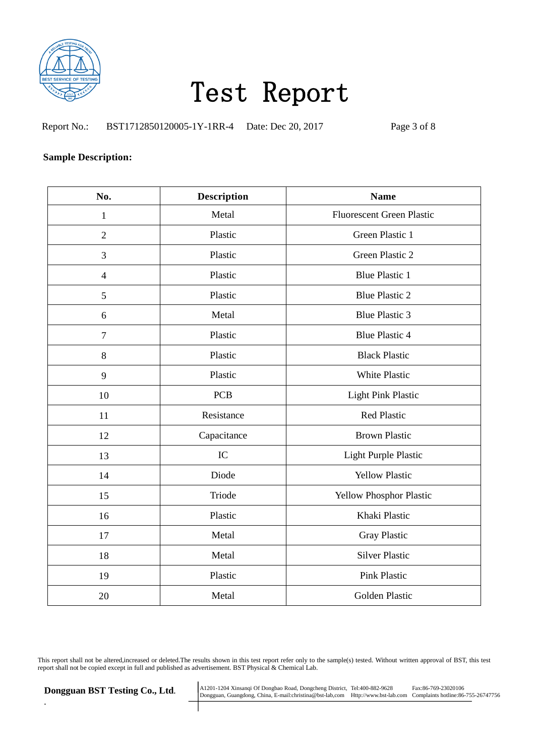# Test Report

Report No.: BST1712850120005-1Y-1RR-4 Date: Dec 20, 2017

**Sample Description:**

| No. | Description | Name |
|---|---|---|
| 1 | Metal | Fluorescent Green Plastic |
| 2 | Plastic | Green Plastic 1 |
| 3 | Plastic | Green Plastic 2 |
| 4 | Plastic | Blue Plastic 1 |
| 5 | Plastic | Blue Plastic 2 |
| 6 | Metal | Blue Plastic 3 |
| 7 | Plastic | Blue Plastic 4 |
| 8 | Plastic | Black Plastic |
| 9 | Plastic | White Plastic |
| 10 | PCB | Light Pink Plastic |
| 11 | Resistance | Red Plastic |
| 12 | Capacitance | Brown Plastic |
| 13 | IC | Light Purple Plastic |
| 14 | Diode | Yellow Plastic |
| 15 | Triode | Yellow Phosphor Plastic |
| 16 | Plastic | Khaki Plastic |
| 17 | Metal | Gray Plastic |
| 18 | Metal | Silver Plastic |
| 19 | Plastic | Pink Plastic |
| 20 | Metal | Golden Plastic |

This report shall not be altered,increased or deleted.The results shown in this test report refer only to the sample(s) tested. Without written approval of BST, this test report shall not be copied except in full and published as advertisement. BST Physical & Chemical Lab.

**Dongguan BST Testing Co., Ltd.**

A1201-1204 Xinsanqi Of Dongbao Road, Dongcheng District, Dongguan, Guangdong, China, E-mail:christina@bst-lab,com Tel:400-882-9628 Http://www.bst-lab.com Fax:86-769-23020106 Complaints hotline:86-755-26747756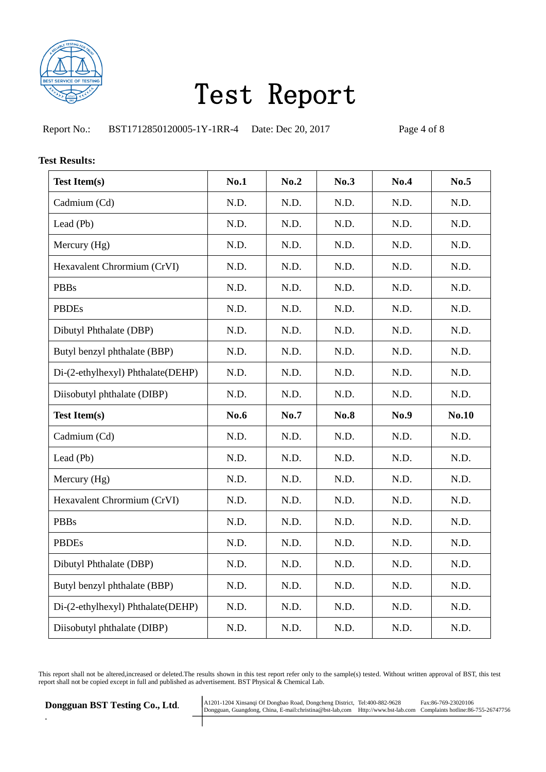# Test Report

Report No.: BST1712850120005-1Y-1RR-4 Date: Dec 20, 2017

**Test Results:**

| **Test Item(s)** | **No.1** | **No.2** | **No.3** | **No.4** | **No.5** |
|---|---|---|---|---|---|
| Cadmium (Cd) | N.D. | N.D. | N.D. | N.D. | N.D. |
| Lead (Pb) | N.D. | N.D. | N.D. | N.D. | N.D. |
| Mercury (Hg) | N.D. | N.D. | N.D. | N.D. | N.D. |
| Hexavalent Chrormium (CrVI) | N.D. | N.D. | N.D. | N.D. | N.D. |
| PBBs | N.D. | N.D. | N.D. | N.D. | N.D. |
| PBDEs | N.D. | N.D. | N.D. | N.D. | N.D. |
| Dibutyl Phthalate (DBP) | N.D. | N.D. | N.D. | N.D. | N.D. |
| Butyl benzyl phthalate (BBP) | N.D. | N.D. | N.D. | N.D. | N.D. |
| Di-(2-ethylhexyl) Phthalate(DEHP) | N.D. | N.D. | N.D. | N.D. | N.D. |
| Diisobutyl phthalate (DIBP) | N.D. | N.D. | N.D. | N.D. | N.D. |
| **Test Item(s)** | **No.6** | **No.7** | **No.8** | **No.9** | **No.10** |
| Cadmium (Cd) | N.D. | N.D. | N.D. | N.D. | N.D. |
| Lead (Pb) | N.D. | N.D. | N.D. | N.D. | N.D. |
| Mercury (Hg) | N.D. | N.D. | N.D. | N.D. | N.D. |
| Hexavalent Chrormium (CrVI) | N.D. | N.D. | N.D. | N.D. | N.D. |
| PBBs | N.D. | N.D. | N.D. | N.D. | N.D. |
| PBDEs | N.D. | N.D. | N.D. | N.D. | N.D. |
| Dibutyl Phthalate (DBP) | N.D. | N.D. | N.D. | N.D. | N.D. |
| Butyl benzyl phthalate (BBP) | N.D. | N.D. | N.D. | N.D. | N.D. |
| Di-(2-ethylhexyl) Phthalate(DEHP) | N.D. | N.D. | N.D. | N.D. | N.D. |
| Diisobutyl phthalate (DIBP) | N.D. | N.D. | N.D. | N.D. | N.D. |

This report shall not be altered,increased or deleted.The results shown in this test report refer only to the sample(s) tested. Without written approval of BST, this test report shall not be copied except in full and published as advertisement. BST Physical & Chemical Lab.

**Dongguan BST Testing Co., Ltd.**

A1201-1204 Xinsanqi Of Dongbao Road, Dongcheng District, Dongguan, Guangdong, China, E-mail:christina@bst-lab,com Tel:400-882-9628 Http://www.bst-lab.com Fax:86-769-23020106 Complaints hotline:86-755-26747756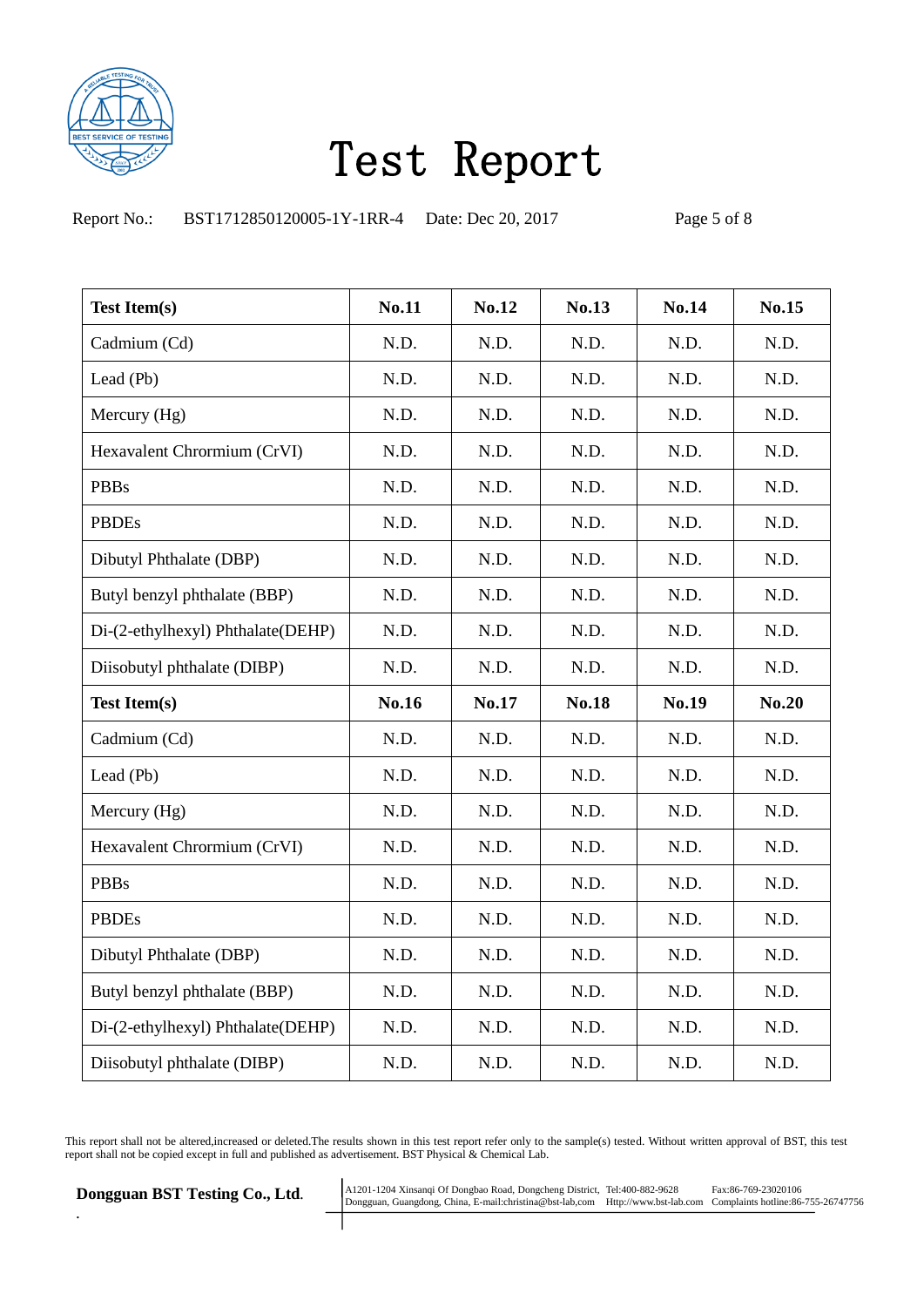# Test Report

Report No.: BST1712850120005-1Y-1RR-4 Date: Dec 20, 2017

| **Test Item(s)** | **No.11** | **No.12** | **No.13** | **No.14** | **No.15** |
|---|---|---|---|---|---|
| Cadmium (Cd) | N.D. | N.D. | N.D. | N.D. | N.D. |
| Lead (Pb) | N.D. | N.D. | N.D. | N.D. | N.D. |
| Mercury (Hg) | N.D. | N.D. | N.D. | N.D. | N.D. |
| Hexavalent Chrormium (CrVI) | N.D. | N.D. | N.D. | N.D. | N.D. |
| PBBs | N.D. | N.D. | N.D. | N.D. | N.D. |
| PBDEs | N.D. | N.D. | N.D. | N.D. | N.D. |
| Dibutyl Phthalate (DBP) | N.D. | N.D. | N.D. | N.D. | N.D. |
| Butyl benzyl phthalate (BBP) | N.D. | N.D. | N.D. | N.D. | N.D. |
| Di-(2-ethylhexyl) Phthalate(DEHP) | N.D. | N.D. | N.D. | N.D. | N.D. |
| Diisobutyl phthalate (DIBP) | N.D. | N.D. | N.D. | N.D. | N.D. |
| **Test Item(s)** | **No.16** | **No.17** | **No.18** | **No.19** | **No.20** |
| Cadmium (Cd) | N.D. | N.D. | N.D. | N.D. | N.D. |
| Lead (Pb) | N.D. | N.D. | N.D. | N.D. | N.D. |
| Mercury (Hg) | N.D. | N.D. | N.D. | N.D. | N.D. |
| Hexavalent Chrormium (CrVI) | N.D. | N.D. | N.D. | N.D. | N.D. |
| PBBs | N.D. | N.D. | N.D. | N.D. | N.D. |
| PBDEs | N.D. | N.D. | N.D. | N.D. | N.D. |
| Dibutyl Phthalate (DBP) | N.D. | N.D. | N.D. | N.D. | N.D. |
| Butyl benzyl phthalate (BBP) | N.D. | N.D. | N.D. | N.D. | N.D. |
| Di-(2-ethylhexyl) Phthalate(DEHP) | N.D. | N.D. | N.D. | N.D. | N.D. |
| Diisobutyl phthalate (DIBP) | N.D. | N.D. | N.D. | N.D. | N.D. |

This report shall not be altered,increased or deleted.The results shown in this test report refer only to the sample(s) tested. Without written approval of BST, this test report shall not be copied except in full and published as advertisement. BST Physical & Chemical Lab.

**Dongguan BST Testing Co., Ltd.**

A1201-1204 Xinsanqi Of Dongbao Road, Dongcheng District, Dongguan, Guangdong, China, E-mail:christina@bst-lab,com Tel:400-882-9628 Http://www.bst-lab.com Fax:86-769-23020106 Complaints hotline:86-755-26747756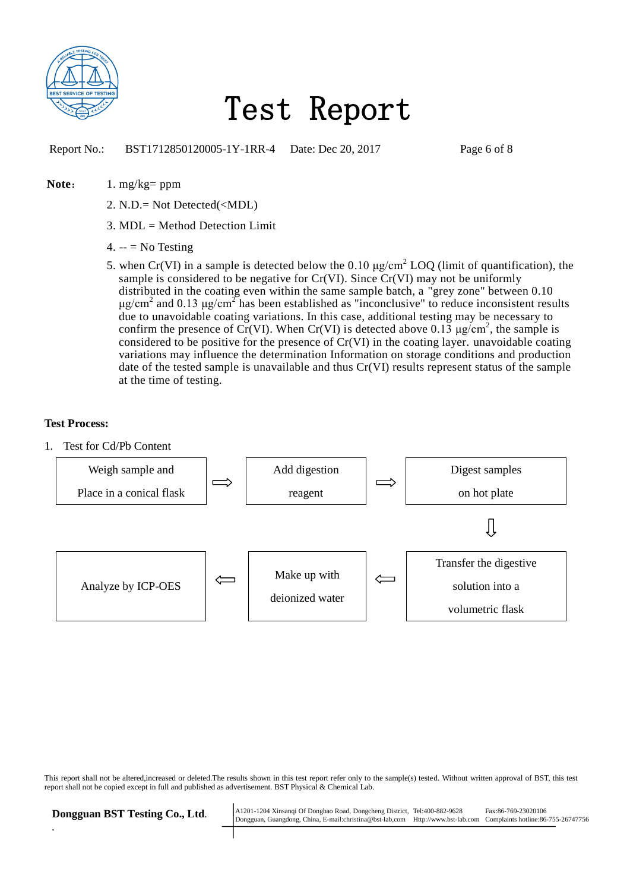# Test Report

Report No.: BST1712850120005-1Y-1RR-4 Date: Dec 20, 2017

**Note：**

1. mg/kg= ppm
2. N.D.= Not Detected(<MDL)
3. MDL = Method Detection Limit
4. -- = No Testing
5. when Cr(VI) in a sample is detected below the 0.10 μg/cm$^2$ LOQ (limit of quantification), the sample is considered to be negative for Cr(VI). Since Cr(VI) may not be uniformly distributed in the coating even within the same sample batch, a "grey zone" between 0.10 μg/cm$^2$ and 0.13 μg/cm$^2$ has been established as "inconclusive" to reduce inconsistent results due to unavoidable coating variations. In this case, additional testing may be necessary to confirm the presence of Cr(VI). When Cr(VI) is detected above 0.13 μg/cm$^2$, the sample is considered to be positive for the presence of Cr(VI) in the coating layer. unavoidable coating variations may influence the determination Information on storage conditions and production date of the tested sample is unavailable and thus Cr(VI) results represent status of the sample at the time of testing.

**Test Process:**

1. Test for Cd/Pb Content

Weigh sample and Place in a conical flask ⇨ Add digestion reagent ⇨ Digest samples on hot plate ⇩ Transfer the digestive solution into a volumetric flask ⇨ Make up with deionized water ⇨ Analyze by ICP-OES

This report shall not be altered,increased or deleted.The results shown in this test report refer only to the sample(s) tested. Without written approval of BST, this test report shall not be copied except in full and published as advertisement. BST Physical & Chemical Lab.

**Dongguan BST Testing Co., Ltd.**

A1201-1204 Xinsanqi Of Dongbao Road, Dongcheng District, Dongguan, Guangdong, China, E-mail:christina@bst-lab,com Tel:400-882-9628 Http://www.bst-lab.com Fax:86-769-23020106 Complaints hotline:86-755-26747756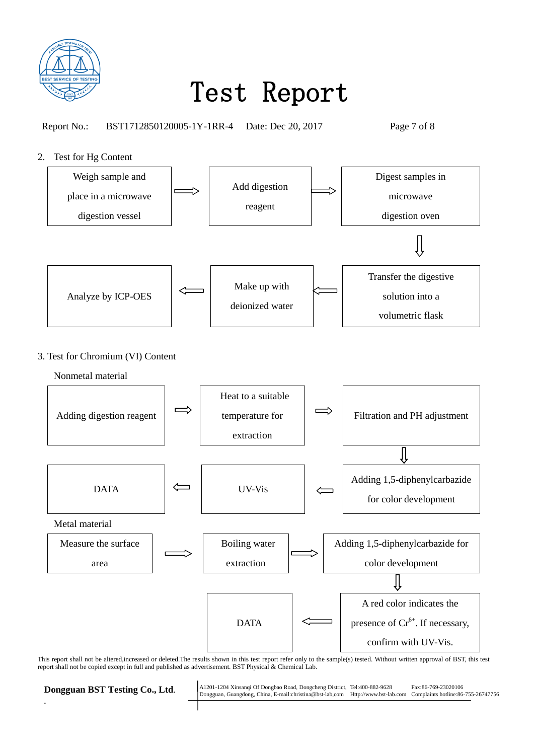# Test Report

Report No.: BST1712850120005-1Y-1RR-4 Date: Dec 20, 2017

2. Test for Hg Content

Weigh sample and place in a microwave digestion vessel ⇨ Add digestion reagent ⇨ Digest samples in microwave digestion oven ⇩ Transfer the digestive solution into a volumetric flask ⇦ Make up with deionized water ⇦ Analyze by ICP-OES

3. Test for Chromium (VI) Content

Nonmetal material

Adding digestion reagent ⇨ Heat to a suitable temperature for extraction ⇨ Filtration and PH adjustment ⇩ Adding 1,5-diphenylcarbazide for color development ⇦ UV-Vis ⇦ DATA

Metal material

Measure the surface area ⇨ Boiling water extraction ⇨ Adding 1,5-diphenylcarbazide for color development ⇩ A red color indicates the presence of $Cr^{6+}$. If necessary, confirm with UV-Vis. ⇦ DATA

This report shall not be altered,increased or deleted.The results shown in this test report refer only to the sample(s) tested. Without written approval of BST, this test report shall not be copied except in full and published as advertisement. BST Physical & Chemical Lab.

**Dongguan BST Testing Co., Ltd.**

A1201-1204 Xinsanqi Of Dongbao Road, Dongcheng District, Dongguan, Guangdong, China, E-mail:christina@bst-lab,com Tel:400-882-9628 Http://www.bst-lab.com Fax:86-769-23020106 Complaints hotline:86-755-26747756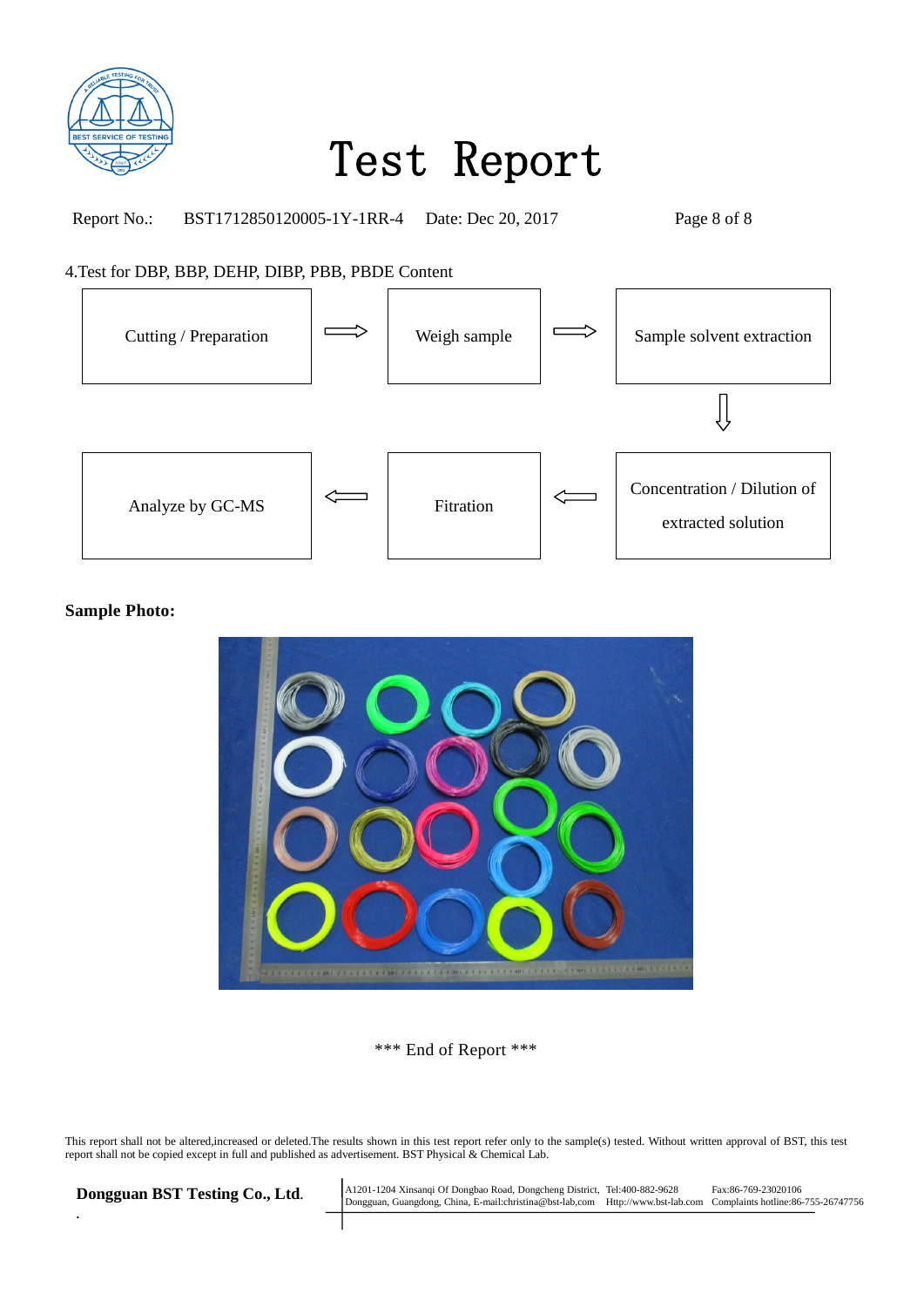# Test Report

Report No.: BST1712850120005-1Y-1RR-4 Date: Dec 20, 2017

4.Test for DBP, BBP, DEHP, DIBP, PBB, PBDE Content

Cutting / Preparation ⟹ Weigh sample ⟹ Sample solvent extraction

⇓

Concentration / Dilution of extracted solution ⟸ Fitration ⟸ Analyze by GC-MS

Flow order: Cutting / Preparation → Weigh sample → Sample solvent extraction → Concentration / Dilution of extracted solution → Fitration → Analyze by GC-MS

**Sample Photo:**

*** End of Report ***

This report shall not be altered,increased or deleted.The results shown in this test report refer only to the sample(s) tested. Without written approval of BST, this test report shall not be copied except in full and published as advertisement. BST Physical & Chemical Lab.

**Dongguan BST Testing Co., Ltd.**

A1201-1204 Xinsanqi Of Dongbao Road, Dongcheng District, Dongguan, Guangdong, China, E-mail:christina@bst-lab,com Tel:400-882-9628 Http://www.bst-lab.com Fax:86-769-23020106 Complaints hotline:86-755-26747756